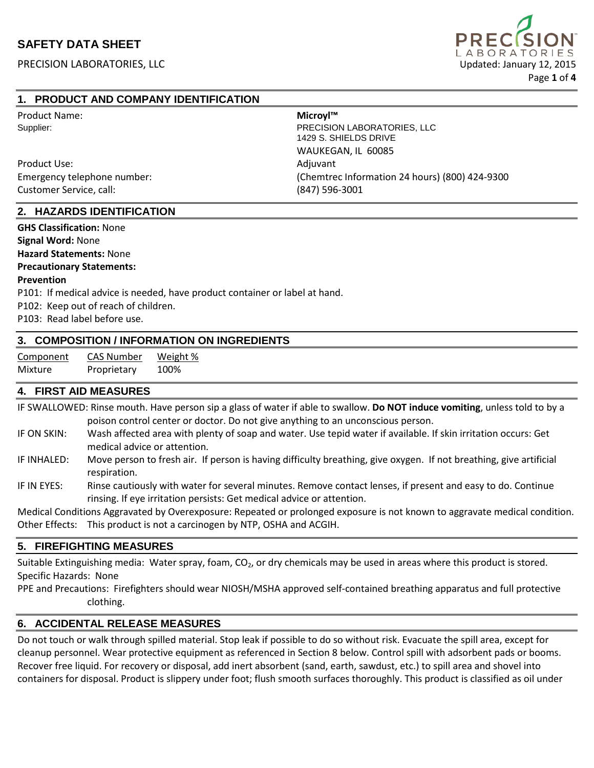# SAFETY DATA SHEET

PRECISION LABORATORIES, LLC

Updated: January 12, 2015

## 1. PRODUCT AND COMPANY IDENTIFICATION

| | |
|---|---|
| Product Name: | **Microyl™** |
| Supplier: | PRECISION LABORATORIES, LLC<br>1429 S. SHIELDS DRIVE<br>WAUKEGAN, IL 60085 |
| Product Use: | Adjuvant |
| Emergency telephone number: | (Chemtrec Information 24 hours) (800) 424-9300 |
| Customer Service, call: | (847) 596-3001 |

## 2. HAZARDS IDENTIFICATION

**GHS Classification:** None
**Signal Word:** None
**Hazard Statements:** None
**Precautionary Statements:**
**Prevention**
P101: If medical advice is needed, have product container or label at hand.
P102: Keep out of reach of children.
P103: Read label before use.

## 3. COMPOSITION / INFORMATION ON INGREDIENTS

| Component | CAS Number | Weight % |
|---|---|---|
| Mixture | Proprietary | 100% |

## 4. FIRST AID MEASURES

IF SWALLOWED: Rinse mouth. Have person sip a glass of water if able to swallow. **Do NOT induce vomiting**, unless told to by a poison control center or doctor. Do not give anything to an unconscious person.

IF ON SKIN: Wash affected area with plenty of soap and water. Use tepid water if available. If skin irritation occurs: Get medical advice or attention.

IF INHALED: Move person to fresh air. If person is having difficulty breathing, give oxygen. If not breathing, give artificial respiration.

IF IN EYES: Rinse cautiously with water for several minutes. Remove contact lenses, if present and easy to do. Continue rinsing. If eye irritation persists: Get medical advice or attention.

Medical Conditions Aggravated by Overexposure: Repeated or prolonged exposure is not known to aggravate medical condition.
Other Effects: This product is not a carcinogen by NTP, OSHA and ACGIH.

## 5. FIREFIGHTING MEASURES

Suitable Extinguishing media: Water spray, foam, $CO_2$, or dry chemicals may be used in areas where this product is stored.
Specific Hazards: None
PPE and Precautions: Firefighters should wear NIOSH/MSHA approved self-contained breathing apparatus and full protective clothing.

## 6. ACCIDENTAL RELEASE MEASURES

Do not touch or walk through spilled material. Stop leak if possible to do so without risk. Evacuate the spill area, except for cleanup personnel. Wear protective equipment as referenced in Section 8 below. Control spill with adsorbent pads or booms. Recover free liquid. For recovery or disposal, add inert absorbent (sand, earth, sawdust, etc.) to spill area and shovel into containers for disposal. Product is slippery under foot; flush smooth surfaces thoroughly. This product is classified as oil under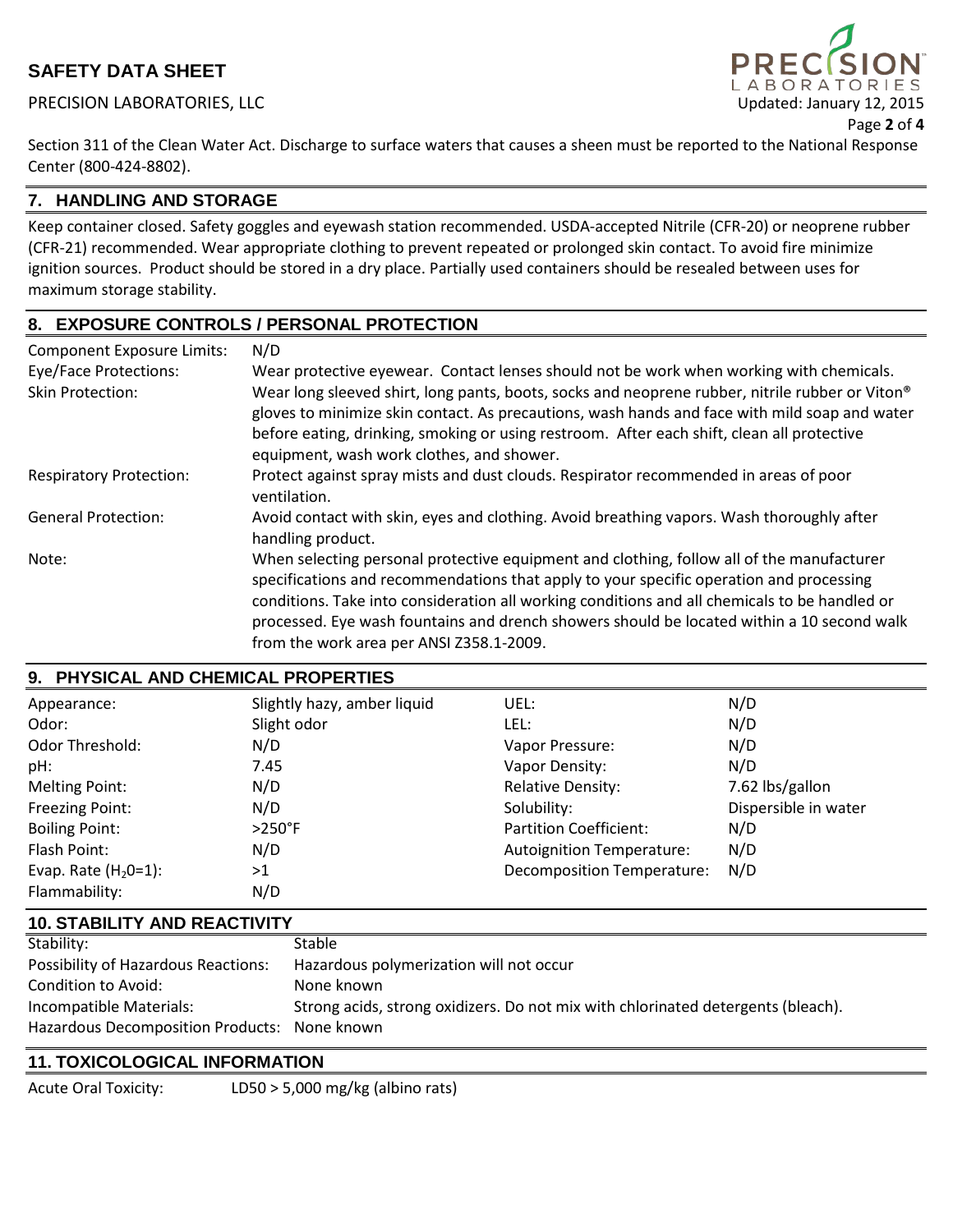Section 311 of the Clean Water Act. Discharge to surface waters that causes a sheen must be reported to the National Response Center (800-424-8802).

## 7. HANDLING AND STORAGE

Keep container closed. Safety goggles and eyewash station recommended. USDA-accepted Nitrile (CFR-20) or neoprene rubber (CFR-21) recommended. Wear appropriate clothing to prevent repeated or prolonged skin contact. To avoid fire minimize ignition sources. Product should be stored in a dry place. Partially used containers should be resealed between uses for maximum storage stability.

## 8. EXPOSURE CONTROLS / PERSONAL PROTECTION

| | |
|---|---|
| Component Exposure Limits: | N/D |
| Eye/Face Protections: | Wear protective eyewear. Contact lenses should not be work when working with chemicals. |
| Skin Protection: | Wear long sleeved shirt, long pants, boots, socks and neoprene rubber, nitrile rubber or Viton® gloves to minimize skin contact. As precautions, wash hands and face with mild soap and water before eating, drinking, smoking or using restroom. After each shift, clean all protective equipment, wash work clothes, and shower. |
| Respiratory Protection: | Protect against spray mists and dust clouds. Respirator recommended in areas of poor ventilation. |
| General Protection: | Avoid contact with skin, eyes and clothing. Avoid breathing vapors. Wash thoroughly after handling product. |
| Note: | When selecting personal protective equipment and clothing, follow all of the manufacturer specifications and recommendations that apply to your specific operation and processing conditions. Take into consideration all working conditions and all chemicals to be handled or processed. Eye wash fountains and drench showers should be located within a 10 second walk from the work area per ANSI Z358.1-2009. |

## 9. PHYSICAL AND CHEMICAL PROPERTIES

| | | | |
|---|---|---|---|
| Appearance: | Slightly hazy, amber liquid | UEL: | N/D |
| Odor: | Slight odor | LEL: | N/D |
| Odor Threshold: | N/D | Vapor Pressure: | N/D |
| pH: | 7.45 | Vapor Density: | N/D |
| Melting Point: | N/D | Relative Density: | 7.62 lbs/gallon |
| Freezing Point: | N/D | Solubility: | Dispersible in water |
| Boiling Point: | >250°F | Partition Coefficient: | N/D |
| Flash Point: | N/D | Autoignition Temperature: | N/D |
| Evap. Rate ($H_2O$=1): | >1 | Decomposition Temperature: | N/D |
| Flammability: | N/D | | |

## 10. STABILITY AND REACTIVITY

| | |
|---|---|
| Stability: | Stable |
| Possibility of Hazardous Reactions: | Hazardous polymerization will not occur |
| Condition to Avoid: | None known |
| Incompatible Materials: | Strong acids, strong oxidizers. Do not mix with chlorinated detergents (bleach). |
| Hazardous Decomposition Products: | None known |

## 11. TOXICOLOGICAL INFORMATION

Acute Oral Toxicity: LD50 > 5,000 mg/kg (albino rats)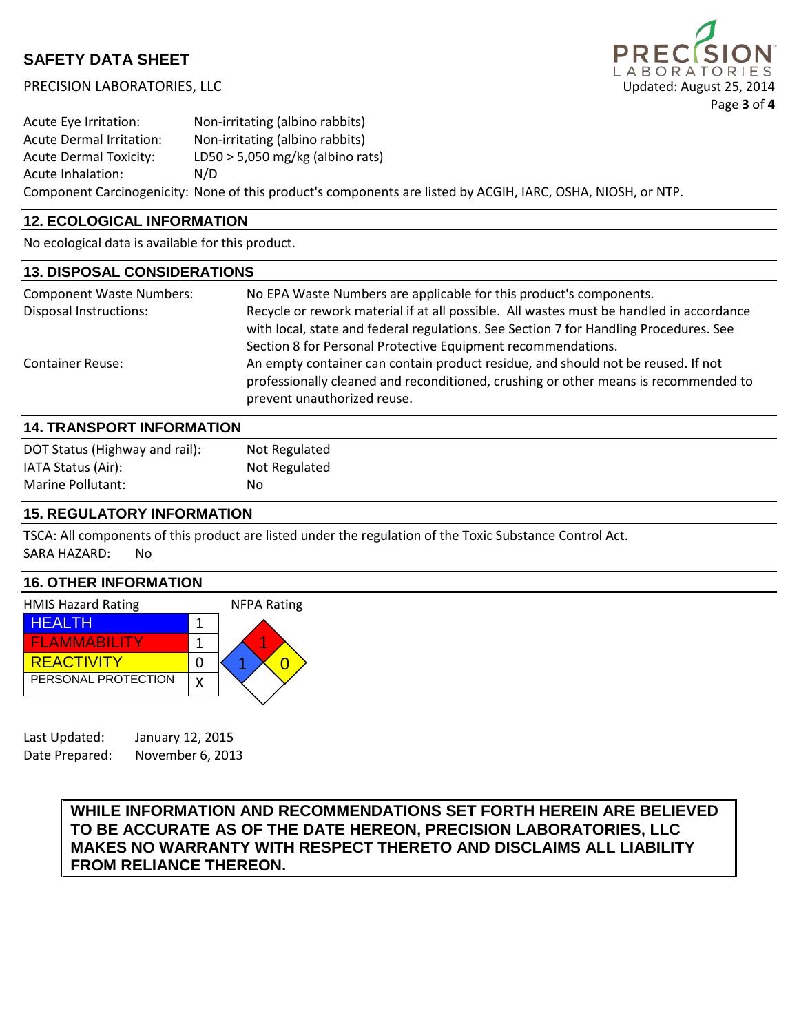Acute Eye Irritation: Non-irritating (albino rabbits)
Acute Dermal Irritation: Non-irritating (albino rabbits)
Acute Dermal Toxicity: LD50 > 5,050 mg/kg (albino rats)
Acute Inhalation: N/D
Component Carcinogenicity: None of this product's components are listed by ACGIH, IARC, OSHA, NIOSH, or NTP.

## 12. ECOLOGICAL INFORMATION

No ecological data is available for this product.

## 13. DISPOSAL CONSIDERATIONS

| | |
|---|---|
| Component Waste Numbers: | No EPA Waste Numbers are applicable for this product's components. |
| Disposal Instructions: | Recycle or rework material if at all possible. All wastes must be handled in accordance with local, state and federal regulations. See Section 7 for Handling Procedures. See Section 8 for Personal Protective Equipment recommendations. |
| Container Reuse: | An empty container can contain product residue, and should not be reused. If not professionally cleaned and reconditioned, crushing or other means is recommended to prevent unauthorized reuse. |

## 14. TRANSPORT INFORMATION

| | |
|---|---|
| DOT Status (Highway and rail): | Not Regulated |
| IATA Status (Air): | Not Regulated |
| Marine Pollutant: | No |

## 15. REGULATORY INFORMATION

TSCA: All components of this product are listed under the regulation of the Toxic Substance Control Act.
SARA HAZARD: No

## 16. OTHER INFORMATION

HMIS Hazard Rating

| | |
|---|---|
| HEALTH | 1 |
| FLAMMABILITY | 1 |
| REACTIVITY | 0 |
| PERSONAL PROTECTION | X |

NFPA Rating

Health: 1, Flammability: 1, Reactivity: 0

Last Updated: January 12, 2015
Date Prepared: November 6, 2013

**WHILE INFORMATION AND RECOMMENDATIONS SET FORTH HEREIN ARE BELIEVED TO BE ACCURATE AS OF THE DATE HEREON, PRECISION LABORATORIES, LLC MAKES NO WARRANTY WITH RESPECT THERETO AND DISCLAIMS ALL LIABILITY FROM RELIANCE THEREON.**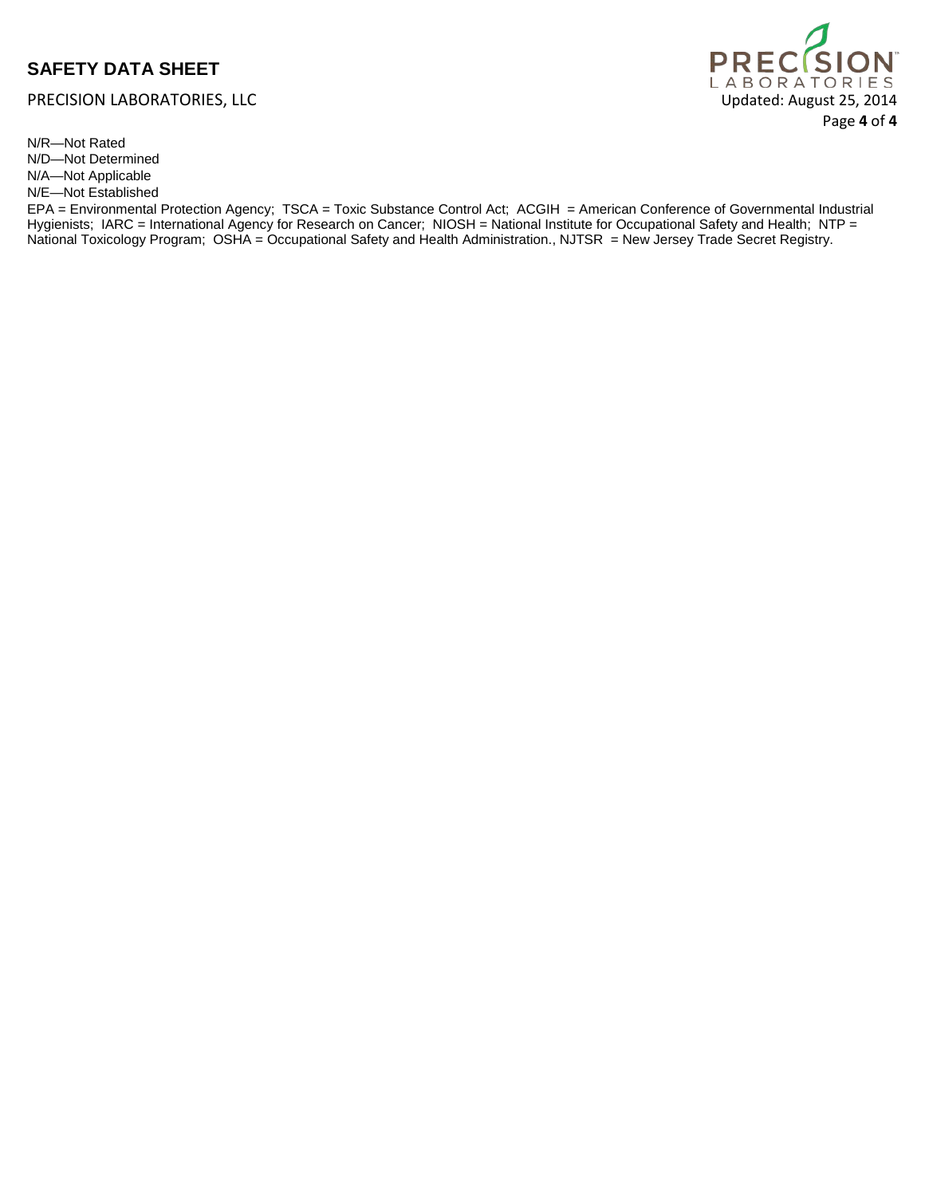N/R—Not Rated
N/D—Not Determined
N/A—Not Applicable
N/E—Not Established

EPA = Environmental Protection Agency; TSCA = Toxic Substance Control Act; ACGIH = American Conference of Governmental Industrial Hygienists; IARC = International Agency for Research on Cancer; NIOSH = National Institute for Occupational Safety and Health; NTP = National Toxicology Program; OSHA = Occupational Safety and Health Administration., NJTSR = New Jersey Trade Secret Registry.